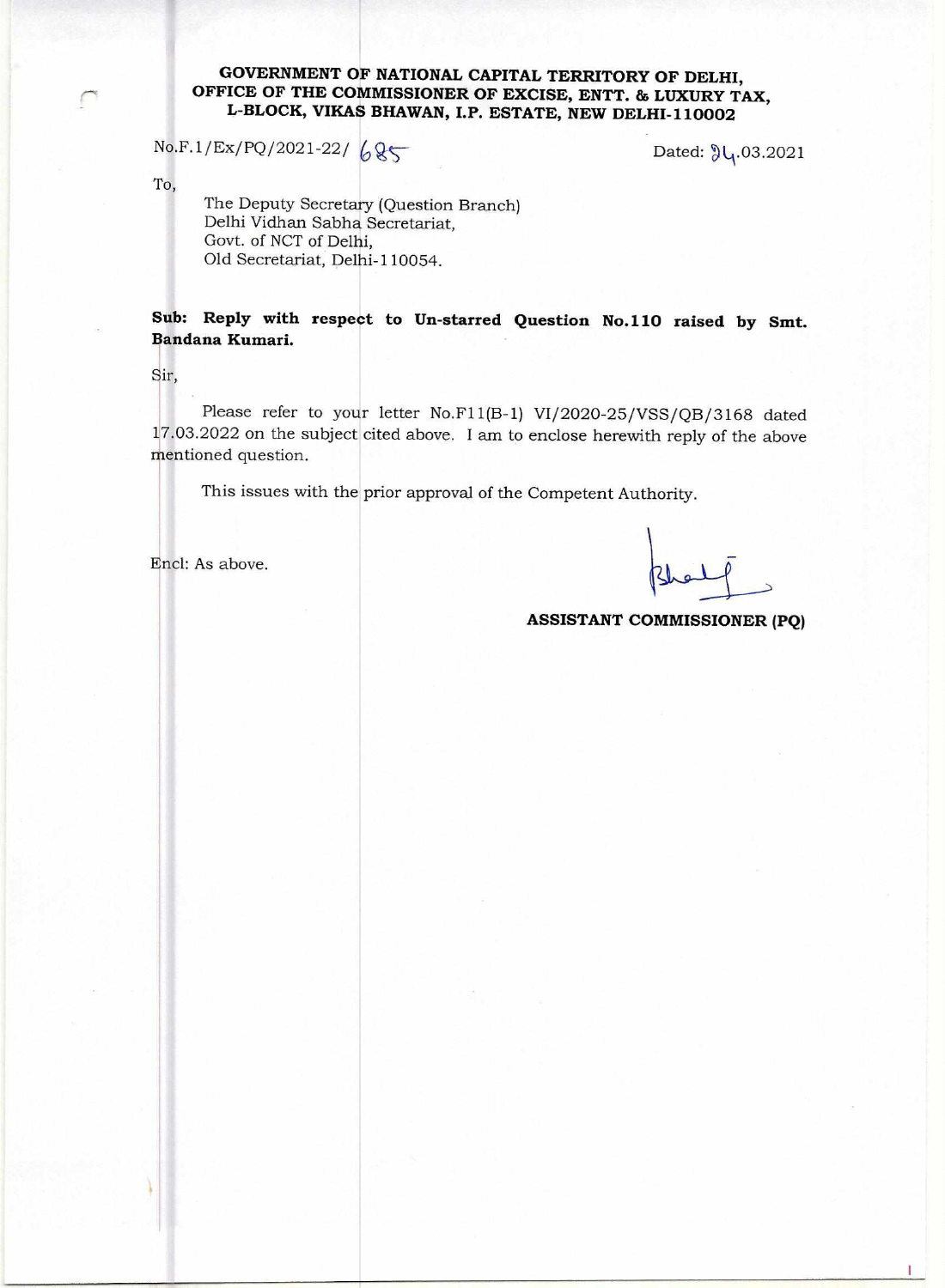**GOVERNMENT OF NATIONAL CAPITAL TERRITORY OF DELHI,**
**OFFICE OF THE COMMISSIONER OF EXCISE, ENTT. & LUXURY TAX,**
**L-BLOCK, VIKAS BHAWAN, I.P. ESTATE, NEW DELHI-110002**

No.F.1/Ex/PQ/2021-22/ 685 Dated: 24.03.2021

To,

The Deputy Secretary (Question Branch)
Delhi Vidhan Sabha Secretariat,
Govt. of NCT of Delhi,
Old Secretariat, Delhi-110054.

**Sub: Reply with respect to Un-starred Question No.110 raised by Smt. Bandana Kumari.**

Sir,

Please refer to your letter No.F11(B-1) VI/2020-25/VSS/QB/3168 dated 17.03.2022 on the subject cited above. I am to enclose herewith reply of the above mentioned question.

This issues with the prior approval of the Competent Authority.

Encl: As above.

**ASSISTANT COMMISSIONER (PQ)**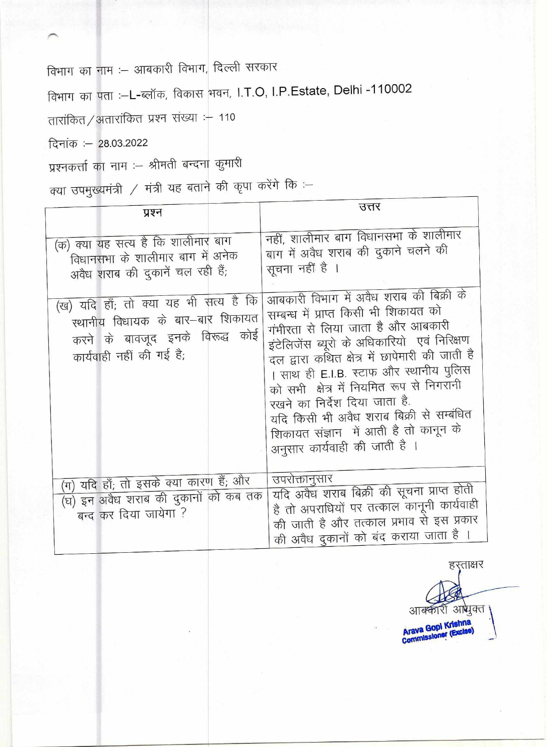विभाग का नाम :– आबकारी विभाग, दिल्ली सरकार

विभाग का पता :–L-ब्लॉक, विकास भवन, I.T.O, I.P.Estate, Delhi -110002

तारांकित/अतारांकित प्रश्न संख्या :– 110

दिनांक :– 28.03.2022

प्रश्नकर्ता का नाम :– श्रीमती बन्दना कुमारी

क्या उपमुख्यमंत्री / मंत्री यह बताने की कृपा करेंगे कि :–

| प्रश्न | उत्तर |
|---|---|
| (क) क्या यह सत्य है कि शालीमार बाग विधानसभा के शालीमार बाग में अनेक अवैध शराब की दुकानें चल रही हैं; | नहीं, शालीमार बाग विधानसभा के शालीमार बाग में अवैध शराब की दुकाने चलने की सूचना नहीं है । |
| (ख) यदि हाँ; तो क्या यह भी सत्य है कि स्थानीय विधायक के बार–बार शिकायत करने के बावजूद इनके विरूद्ध कोई कार्यवाही नहीं की गई है; | आबकारी विभाग में अवैध शराब की बिक्री के सम्बन्ध में प्राप्त किसी भी शिकायत को गंभीरता से लिया जाता है और आबकारी इंटेलिजेंस ब्यूरो के अधिकारियो एवं निरिक्षण दल द्वारा कथित क्षेत्र में छापेमारी की जाती है । साथ ही E.I.B. स्टाफ और स्थानीय पुलिस को सभी क्षेत्र में नियमित रूप से निगरानी रखने का निर्देश दिया जाता है. यदि किसी भी अवैध शराब बिक्री से सम्बंधित शिकायत संज्ञान में आती है तो कानून के अनुसार कार्यवाही की जाती है । |
| (ग) यदि हाँ; तो इसके क्या कारण हैं; और | उपरोक्तानुसार |
| (घ) इन अवैध शराब की दुकानों को कब तक बन्द कर दिया जायेगा ? | यदि अवैध शराब बिक्री की सूचना प्राप्त होती है तो अपराधियों पर तत्काल कानूनी कार्यवाही की जाती है और तत्काल प्रभाव से इस प्रकार की अवैध दुकानों को बंद कराया जाता है । |

हस्ताक्षर

आबकारी आयुक्त

**Arava Gopi Krishna**
**Commissioner (Excise)**